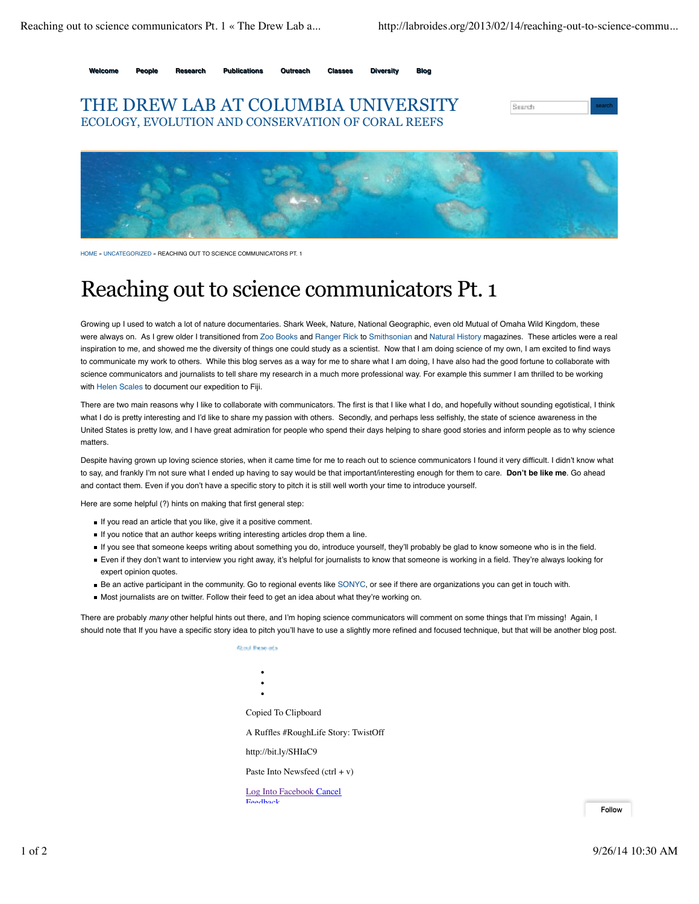Welcome People Research Publications Outreach Classes Diversity Blog

# THE DREW LAB AT COLUMBIA UNIVERSITY

## ECOLOGY, EVOLUTION AND CONSERVATION OF CORAL REEFS

HOME » UNCATEGORIZED » REACHING OUT TO SCIENCE COMMUNICATORS PT. 1

# Reaching out to science communicators Pt. 1

Growing up I used to watch a lot of nature documentaries. Shark Week, Nature, National Geographic, even old Mutual of Omaha Wild Kingdom, these were always on. As I grew older I transitioned from Zoo Books and Ranger Rick to Smithsonian and Natural History magazines. These articles were a real inspiration to me, and showed me the diversity of things one could study as a scientist. Now that I am doing science of my own, I am excited to find ways to communicate my work to others. While this blog serves as a way for me to share what I am doing, I have also had the good fortune to collaborate with science communicators and journalists to tell share my research in a much more professional way. For example this summer I am thrilled to be working with Helen Scales to document our expedition to Fiji.

There are two main reasons why I like to collaborate with communicators. The first is that I like what I do, and hopefully without sounding egotistical, I think what I do is pretty interesting and I'd like to share my passion with others. Secondly, and perhaps less selfishly, the state of science awareness in the United States is pretty low, and I have great admiration for people who spend their days helping to share good stories and inform people as to why science matters.

Despite having grown up loving science stories, when it came time for me to reach out to science communicators I found it very difficult. I didn't know what to say, and frankly I'm not sure what I ended up having to say would be that important/interesting enough for them to care. **Don't be like me**. Go ahead and contact them. Even if you don't have a specific story to pitch it is still well worth your time to introduce yourself.

Here are some helpful (?) hints on making that first general step:

- If you read an article that you like, give it a positive comment.
- If you notice that an author keeps writing interesting articles drop them a line.
- If you see that someone keeps writing about something you do, introduce yourself, they'll probably be glad to know someone who is in the field.
- Even if they don't want to interview you right away, it's helpful for journalists to know that someone is working in a field. They're always looking for expert opinion quotes.
- Be an active participant in the community. Go to regional events like SONYC, or see if there are organizations you can get in touch with.
- Most journalists are on twitter. Follow their feed to get an idea about what they're working on.

There are probably *many* other helpful hints out there, and I'm hoping science communicators will comment on some things that I'm missing! Again, I should note that If you have a specific story idea to pitch you'll have to use a slightly more refined and focused technique, but that will be another blog post.

About these ads

Copied To Clipboard

A Ruffles #RoughLife Story: TwistOff

http://bit.ly/SHIaC9

Paste Into Newsfeed (ctrl + v)

Log Into Facebook Cancel

Feedback

Follow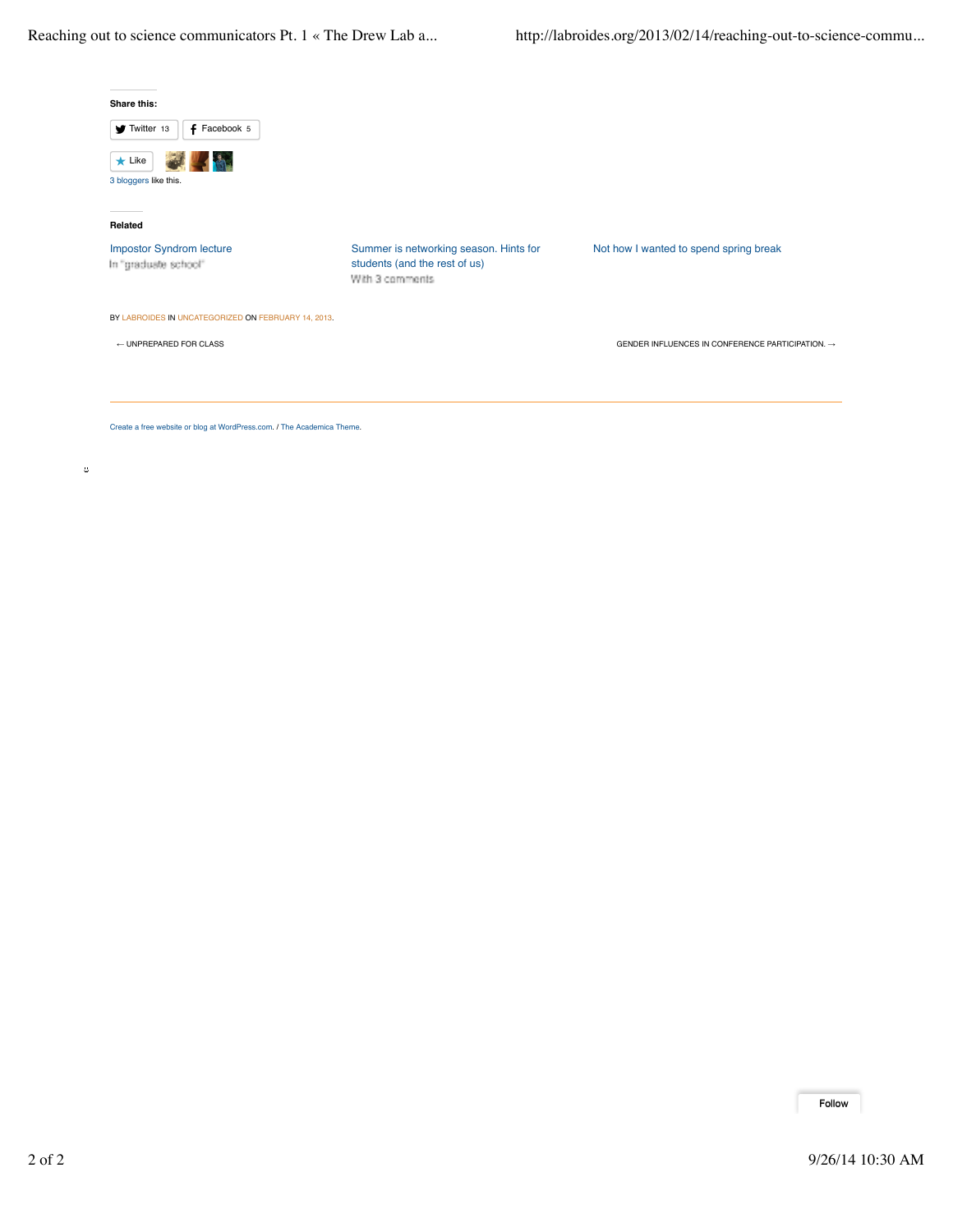**Share this:**

Twitter 13 Facebook 5

Like

3 bloggers like this.

**Related**

Impostor Syndrom lecture
In "graduate school"

Summer is networking season. Hints for students (and the rest of us)
With 3 comments

Not how I wanted to spend spring break

BY LABROIDES IN UNCATEGORIZED ON FEBRUARY 14, 2013.

← UNPREPARED FOR CLASS

GENDER INFLUENCES IN CONFERENCE PARTICIPATION. →

Create a free website or blog at WordPress.com. / The Academica Theme.

Follow